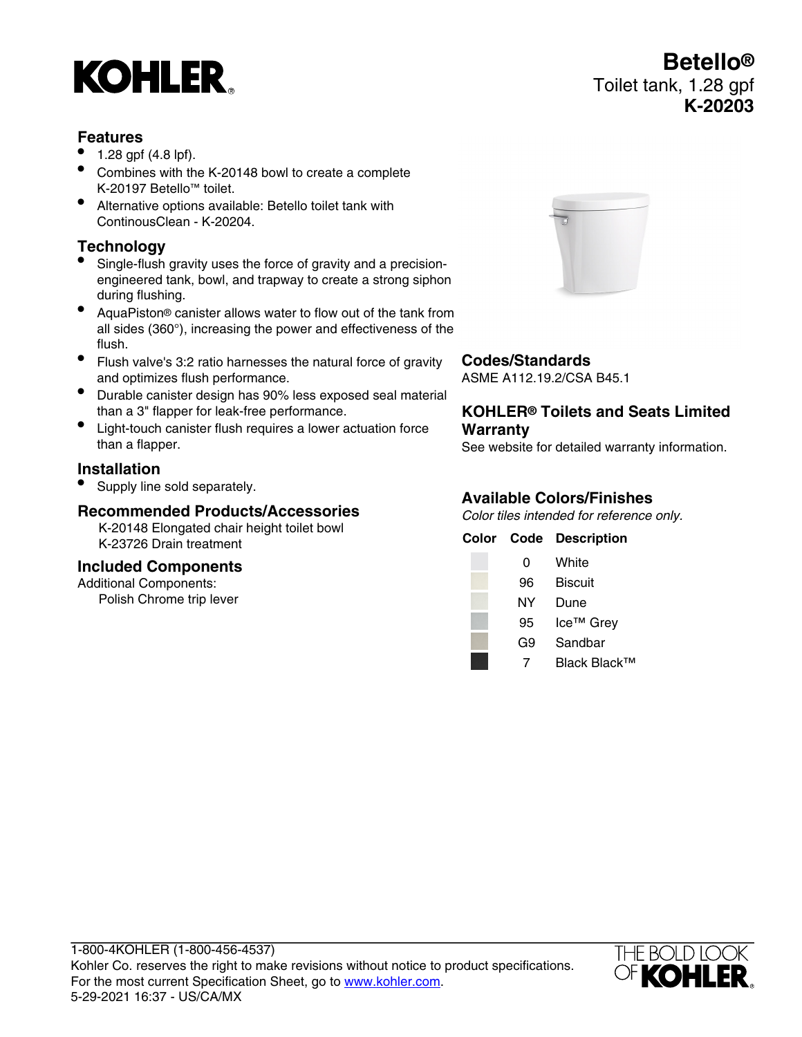# KOHLER

# Betello®

Toilet tank, 1.28 gpf

**K-20203**

## Features

- 1.28 gpf (4.8 lpf).
- Combines with the K-20148 bowl to create a complete K-20197 Betello™ toilet.
- Alternative options available: Betello toilet tank with ContinousClean - K-20204.

## Technology

- Single-flush gravity uses the force of gravity and a precision-engineered tank, bowl, and trapway to create a strong siphon during flushing.
- AquaPiston® canister allows water to flow out of the tank from all sides (360°), increasing the power and effectiveness of the flush.
- Flush valve's 3:2 ratio harnesses the natural force of gravity and optimizes flush performance.
- Durable canister design has 90% less exposed seal material than a 3" flapper for leak-free performance.
- Light-touch canister flush requires a lower actuation force than a flapper.

## Installation

- Supply line sold separately.

## Recommended Products/Accessories

K-20148 Elongated chair height toilet bowl
K-23726 Drain treatment

## Included Components

Additional Components:
Polish Chrome trip lever

## Codes/Standards

ASME A112.19.2/CSA B45.1

## KOHLER® Toilets and Seats Limited Warranty

See website for detailed warranty information.

## Available Colors/Finishes

*Color tiles intended for reference only.*

| Color | Code | Description |
|---|---|---|
| | 0 | White |
| | 96 | Biscuit |
| | NY | Dune |
| | 95 | Ice™ Grey |
| | G9 | Sandbar |
| | 7 | Black Black™ |

1-800-4KOHLER (1-800-456-4537)
Kohler Co. reserves the right to make revisions without notice to product specifications.
For the most current Specification Sheet, go to www.kohler.com.
5-29-2021 16:37 - US/CA/MX

THE BOLD LOOK OF KOHLER.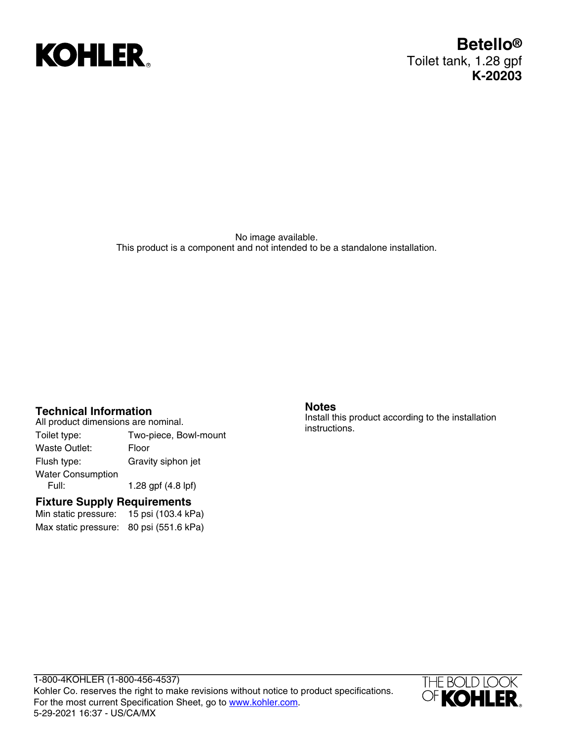# Betello®

Toilet tank, 1.28 gpf

**K-20203**

No image available.
This product is a component and not intended to be a standalone installation.

## Technical Information

All product dimensions are nominal.

| | |
|---|---|
| Toilet type: | Two-piece, Bowl-mount |
| Waste Outlet: | Floor |
| Flush type: | Gravity siphon jet |
| Water Consumption | |
| Full: | 1.28 gpf (4.8 lpf) |

## Fixture Supply Requirements

| | |
|---|---|
| Min static pressure: | 15 psi (103.4 kPa) |
| Max static pressure: | 80 psi (551.6 kPa) |

## Notes

Install this product according to the installation instructions.

1-800-4KOHLER (1-800-456-4537)
Kohler Co. reserves the right to make revisions without notice to product specifications.
For the most current Specification Sheet, go to www.kohler.com.
5-29-2021 16:37 - US/CA/MX